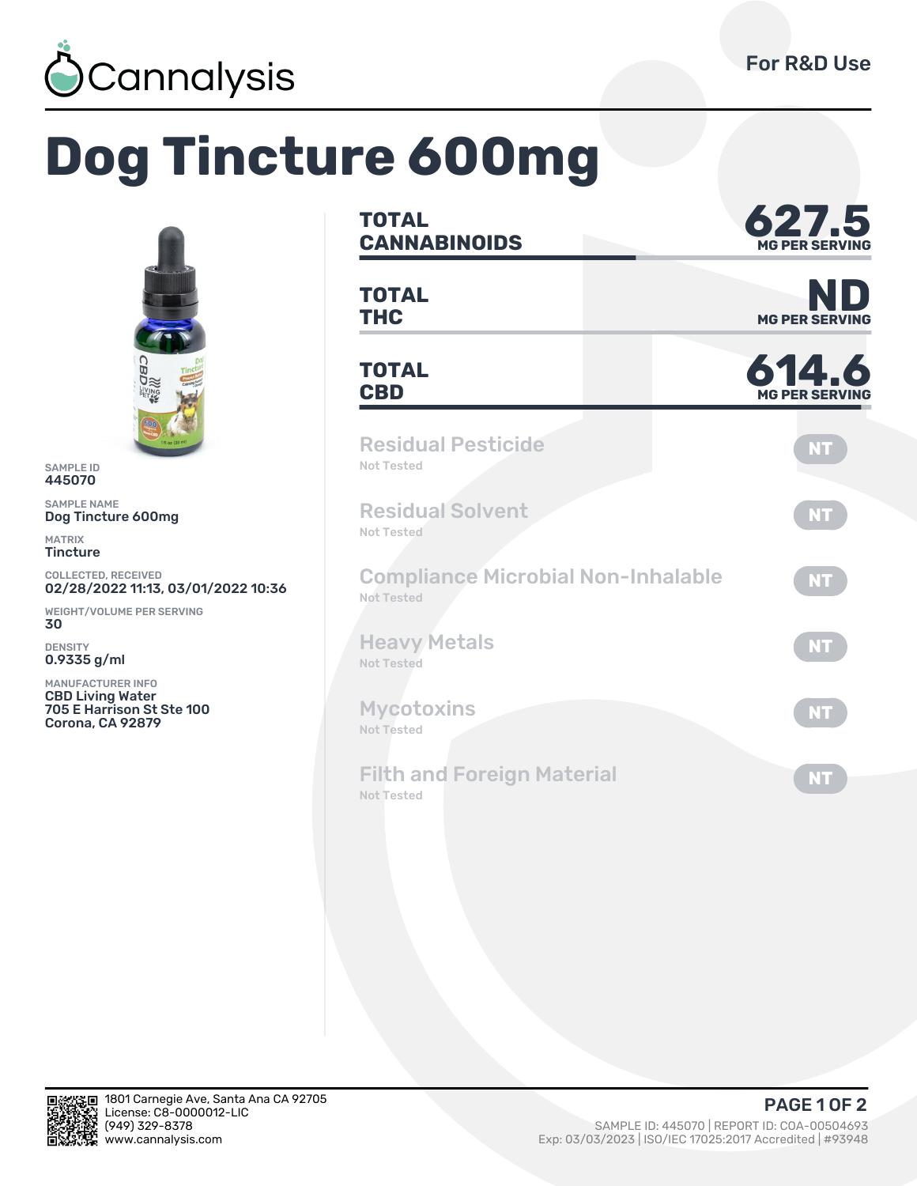Cannalysis

For R&D Use

# Dog Tincture 600mg

SAMPLE ID
445070

SAMPLE NAME
Dog Tincture 600mg

MATRIX
Tincture

COLLECTED, RECEIVED
02/28/2022 11:13, 03/01/2022 10:36

WEIGHT/VOLUME PER SERVING
30

DENSITY
0.9335 g/ml

MANUFACTURER INFO
CBD Living Water
705 E Harrison St Ste 100
Corona, CA 92879

**TOTAL CANNABINOIDS** — **627.5** MG PER SERVING

**TOTAL THC** — **ND** MG PER SERVING

**TOTAL CBD** — **614.6** MG PER SERVING

| Test | Status | Result |
| --- | --- | --- |
| Residual Pesticide | Not Tested | NT |
| Residual Solvent | Not Tested | NT |
| Compliance Microbial Non-Inhalable | Not Tested | NT |
| Heavy Metals | Not Tested | NT |
| Mycotoxins | Not Tested | NT |
| Filth and Foreign Material | Not Tested | NT |

1801 Carnegie Ave, Santa Ana CA 92705
License: C8-0000012-LIC
(949) 329-8378
www.cannalysis.com

SAMPLE ID: 445070 | REPORT ID: COA-00504693
Exp: 03/03/2023 | ISO/IEC 17025:2017 Accredited | #93948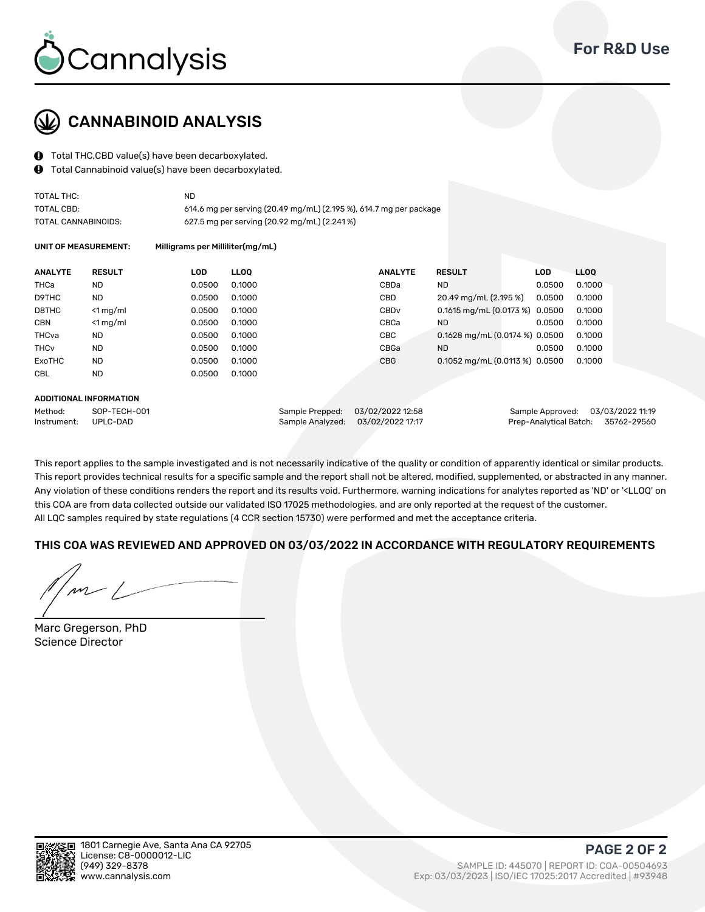# Cannalysis

**For R&D Use**

## CANNABINOID ANALYSIS

- Total THC,CBD value(s) have been decarboxylated.
- Total Cannabinoid value(s) have been decarboxylated.

| | |
|---|---|
| TOTAL THC: | ND |
| TOTAL CBD: | 614.6 mg per serving (20.49 mg/mL) (2.195 %), 614.7 mg per package |
| TOTAL CANNABINOIDS: | 627.5 mg per serving (20.92 mg/mL) (2.241 %) |

**UNIT OF MEASUREMENT:** **Milligrams per Milliliter(mg/mL)**

| ANALYTE | RESULT | LOD | LLOQ |
|---|---|---|---|
| THCa | ND | 0.0500 | 0.1000 |
| D9THC | ND | 0.0500 | 0.1000 |
| D8THC | <1 mg/ml | 0.0500 | 0.1000 |
| CBN | <1 mg/ml | 0.0500 | 0.1000 |
| THCva | ND | 0.0500 | 0.1000 |
| THCv | ND | 0.0500 | 0.1000 |
| ExoTHC | ND | 0.0500 | 0.1000 |
| CBL | ND | 0.0500 | 0.1000 |

| ANALYTE | RESULT | LOD | LLOQ |
|---|---|---|---|
| CBDa | ND | 0.0500 | 0.1000 |
| CBD | 20.49 mg/mL (2.195 %) | 0.0500 | 0.1000 |
| CBDv | 0.1615 mg/mL (0.0173 %) | 0.0500 | 0.1000 |
| CBCa | ND | 0.0500 | 0.1000 |
| CBC | 0.1628 mg/mL (0.0174 %) | 0.0500 | 0.1000 |
| CBGa | ND | 0.0500 | 0.1000 |
| CBG | 0.1052 mg/mL (0.0113 %) | 0.0500 | 0.1000 |

**ADDITIONAL INFORMATION**

| | | | | | |
|---|---|---|---|---|---|
| Method: | SOP-TECH-001 | Sample Prepped: | 03/02/2022 12:58 | Sample Approved: | 03/03/2022 11:19 |
| Instrument: | UPLC-DAD | Sample Analyzed: | 03/02/2022 17:17 | Prep-Analytical Batch: | 35762-29560 |

This report applies to the sample investigated and is not necessarily indicative of the quality or condition of apparently identical or similar products. This report provides technical results for a specific sample and the report shall not be altered, modified, supplemented, or abstracted in any manner. Any violation of these conditions renders the report and its results void. Furthermore, warning indications for analytes reported as 'ND' or '<LLOQ' on this COA are from data collected outside our validated ISO 17025 methodologies, and are only reported at the request of the customer. All LQC samples required by state regulations (4 CCR section 15730) were performed and met the acceptance criteria.

**THIS COA WAS REVIEWED AND APPROVED ON 03/03/2022 IN ACCORDANCE WITH REGULATORY REQUIREMENTS**

Marc Gregerson, PhD
Science Director

1801 Carnegie Ave, Santa Ana CA 92705
License: C8-0000012-LIC
(949) 329-8378
www.cannalysis.com

SAMPLE ID: 445070 | REPORT ID: COA-00504693
Exp: 03/03/2023 | ISO/IEC 17025:2017 Accredited | #93948